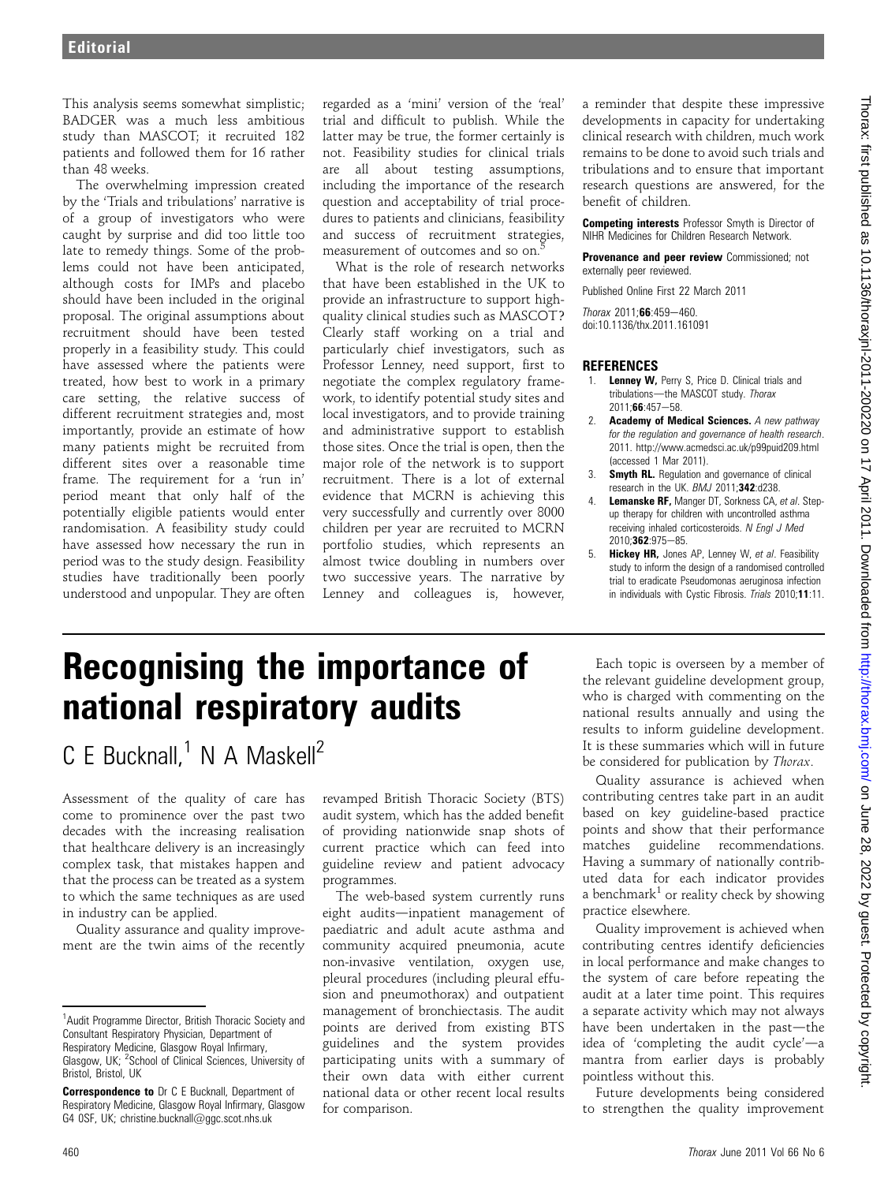This analysis seems somewhat simplistic; BADGER was a much less ambitious study than MASCOT; it recruited 182 patients and followed them for 16 rather than 48 weeks.

The overwhelming impression created by the 'Trials and tribulations' narrative is of a group of investigators who were caught by surprise and did too little too late to remedy things. Some of the problems could not have been anticipated, although costs for IMPs and placebo should have been included in the original proposal. The original assumptions about recruitment should have been tested properly in a feasibility study. This could have assessed where the patients were treated, how best to work in a primary care setting, the relative success of different recruitment strategies and, most importantly, provide an estimate of how many patients might be recruited from different sites over a reasonable time frame. The requirement for a 'run in' period meant that only half of the potentially eligible patients would enter randomisation. A feasibility study could have assessed how necessary the run in period was to the study design. Feasibility studies have traditionally been poorly understood and unpopular. They are often regarded as a 'mini' version of the 'real' trial and difficult to publish. While the latter may be true, the former certainly is not. Feasibility studies for clinical trials are all about testing assumptions, including the importance of the research question and acceptability of trial procedures to patients and clinicians, feasibility and success of recruitment strategies, measurement of outcomes and so on.[5]

What is the role of research networks that have been established in the UK to provide an infrastructure to support high-quality clinical studies such as MASCOT? Clearly staff working on a trial and particularly chief investigators, such as Professor Lenney, need support, first to negotiate the complex regulatory framework, to identify potential study sites and local investigators, and to provide training and administrative support to establish those sites. Once the trial is open, then the major role of the network is to support recruitment. There is a lot of external evidence that MCRN is achieving this very successfully and currently over 8000 children per year are recruited to MCRN portfolio studies, which represents an almost twice doubling in numbers over two successive years. The narrative by Lenney and colleagues is, however, a reminder that despite these impressive developments in capacity for undertaking clinical research with children, much work remains to be done to avoid such trials and tribulations and to ensure that important research questions are answered, for the benefit of children.

**Competing interests** Professor Smyth is Director of NIHR Medicines for Children Research Network.

**Provenance and peer review** Commissioned; not externally peer reviewed.

Published Online First 22 March 2011

*Thorax* 2011;**66**:459—460. doi:10.1136/thx.2011.161091

## REFERENCES

1. **Lenney W,** Perry S, Price D. Clinical trials and tribulations—the MASCOT study. *Thorax* 2011;**66**:457—58.
2. **Academy of Medical Sciences.** *A new pathway for the regulation and governance of health research.* 2011. http://www.acmedsci.ac.uk/p99puid209.html (accessed 1 Mar 2011).
3. **Smyth RL.** Regulation and governance of clinical research in the UK. *BMJ* 2011;**342**:d238.
4. **Lemanske RF,** Manger DT, Sorkness CA, *et al*. Step-up therapy for children with uncontrolled asthma receiving inhaled corticosteroids. *N Engl J Med* 2010;**362**:975—85.
5. **Hickey HR,** Jones AP, Lenney W, *et al*. Feasibility study to inform the design of a randomised controlled trial to eradicate Pseudomonas aeruginosa infection in individuals with Cystic Fibrosis. *Trials* 2010;**11**:11.

# Recognising the importance of national respiratory audits

C E Bucknall,[1] N A Maskell[2]

Assessment of the quality of care has come to prominence over the past two decades with the increasing realisation that healthcare delivery is an increasingly complex task, that mistakes happen and that the process can be treated as a system to which the same techniques as are used in industry can be applied.

Quality assurance and quality improvement are the twin aims of the recently revamped British Thoracic Society (BTS) audit system, which has the added benefit of providing nationwide snap shots of current practice which can feed into guideline review and patient advocacy programmes.

The web-based system currently runs eight audits—inpatient management of paediatric and adult acute asthma and community acquired pneumonia, acute non-invasive ventilation, oxygen use, pleural procedures (including pleural effusion and pneumothorax) and outpatient management of bronchiectasis. The audit points are derived from existing BTS guidelines and the system provides participating units with a summary of their own data with either current national data or other recent local results for comparison.

Each topic is overseen by a member of the relevant guideline development group, who is charged with commenting on the national results annually and using the results to inform guideline development. It is these summaries which will in future be considered for publication by *Thorax*.

Quality assurance is achieved when contributing centres take part in an audit based on key guideline-based practice points and show that their performance matches guideline recommendations. Having a summary of nationally contributed data for each indicator provides a benchmark[1] or reality check by showing practice elsewhere.

Quality improvement is achieved when contributing centres identify deficiencies in local performance and make changes to the system of care before repeating the audit at a later time point. This requires a separate activity which may not always have been undertaken in the past—the idea of 'completing the audit cycle'—a mantra from earlier days is probably pointless without this.

Future developments being considered to strengthen the quality improvement

[1]Audit Programme Director, British Thoracic Society and Consultant Respiratory Physician, Department of Respiratory Medicine, Glasgow Royal Infirmary, Glasgow, UK; [2]School of Clinical Sciences, University of Bristol, Bristol, UK

**Correspondence to** Dr C E Bucknall, Department of Respiratory Medicine, Glasgow Royal Infirmary, Glasgow G4 0SF, UK; christine.bucknall@ggc.scot.nhs.uk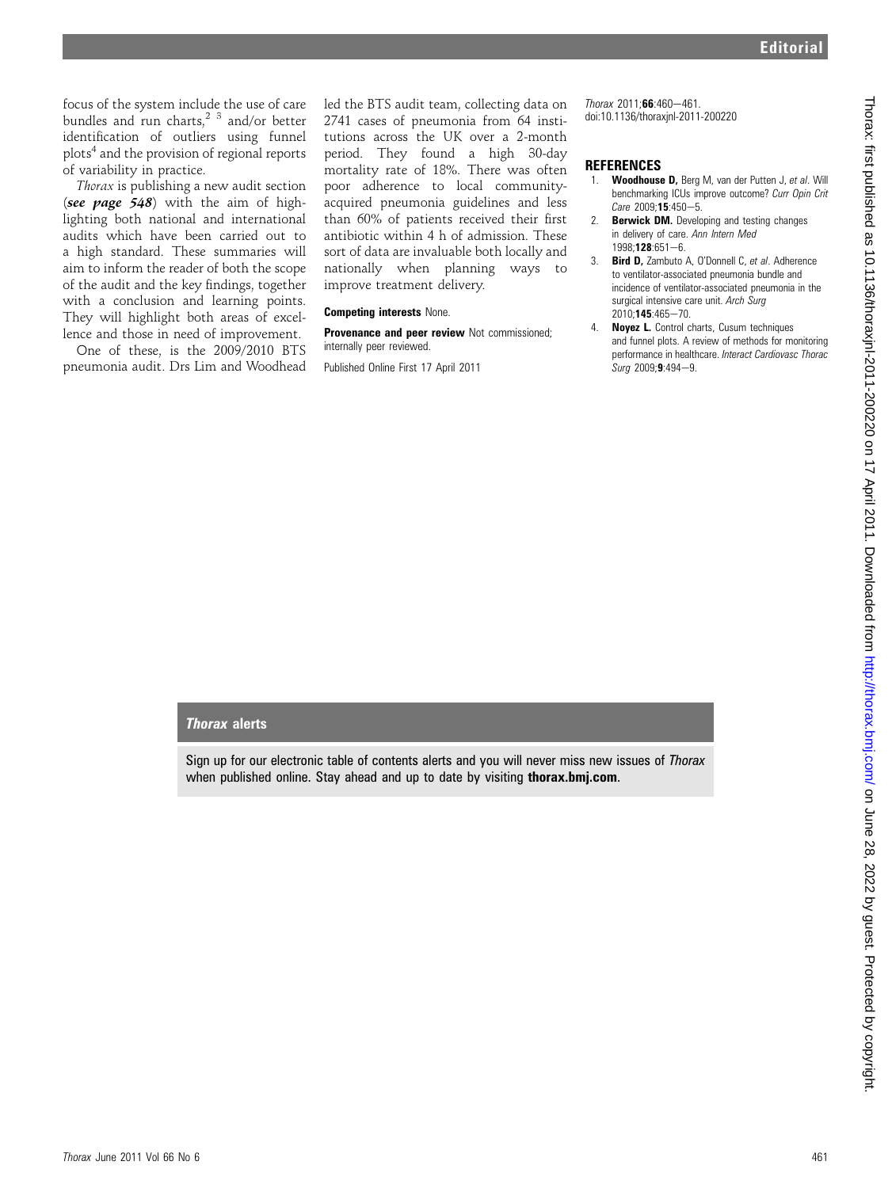focus of the system include the use of care bundles and run charts,[2 3] and/or better identification of outliers using funnel plots[4] and the provision of regional reports of variability in practice.

*Thorax* is publishing a new audit section (***see page 548***) with the aim of highlighting both national and international audits which have been carried out to a high standard. These summaries will aim to inform the reader of both the scope of the audit and the key findings, together with a conclusion and learning points. They will highlight both areas of excellence and those in need of improvement.

One of these, is the 2009/2010 BTS pneumonia audit. Drs Lim and Woodhead led the BTS audit team, collecting data on 2741 cases of pneumonia from 64 institutions across the UK over a 2-month period. They found a high 30-day mortality rate of 18%. There was often poor adherence to local community-acquired pneumonia guidelines and less than 60% of patients received their first antibiotic within 4 h of admission. These sort of data are invaluable both locally and nationally when planning ways to improve treatment delivery.

**Competing interests** None.

**Provenance and peer review** Not commissioned; internally peer reviewed.

Published Online First 17 April 2011

*Thorax* 2011;**66**:460—461.
doi:10.1136/thoraxjnl-2011-200220

## REFERENCES

1. **Woodhouse D,** Berg M, van der Putten J, *et al*. Will benchmarking ICUs improve outcome? *Curr Opin Crit Care* 2009;**15**:450—5.
2. **Berwick DM.** Developing and testing changes in delivery of care. *Ann Intern Med* 1998;**128**:651—6.
3. **Bird D,** Zambuto A, O'Donnell C, *et al*. Adherence to ventilator-associated pneumonia bundle and incidence of ventilator-associated pneumonia in the surgical intensive care unit. *Arch Surg* 2010;**145**:465—70.
4. **Noyez L.** Control charts, Cusum techniques and funnel plots. A review of methods for monitoring performance in healthcare. *Interact Cardiovasc Thorac Surg* 2009;**9**:494—9.

***Thorax* alerts**

Sign up for our electronic table of contents alerts and you will never miss new issues of *Thorax* when published online. Stay ahead and up to date by visiting **thorax.bmj.com**.